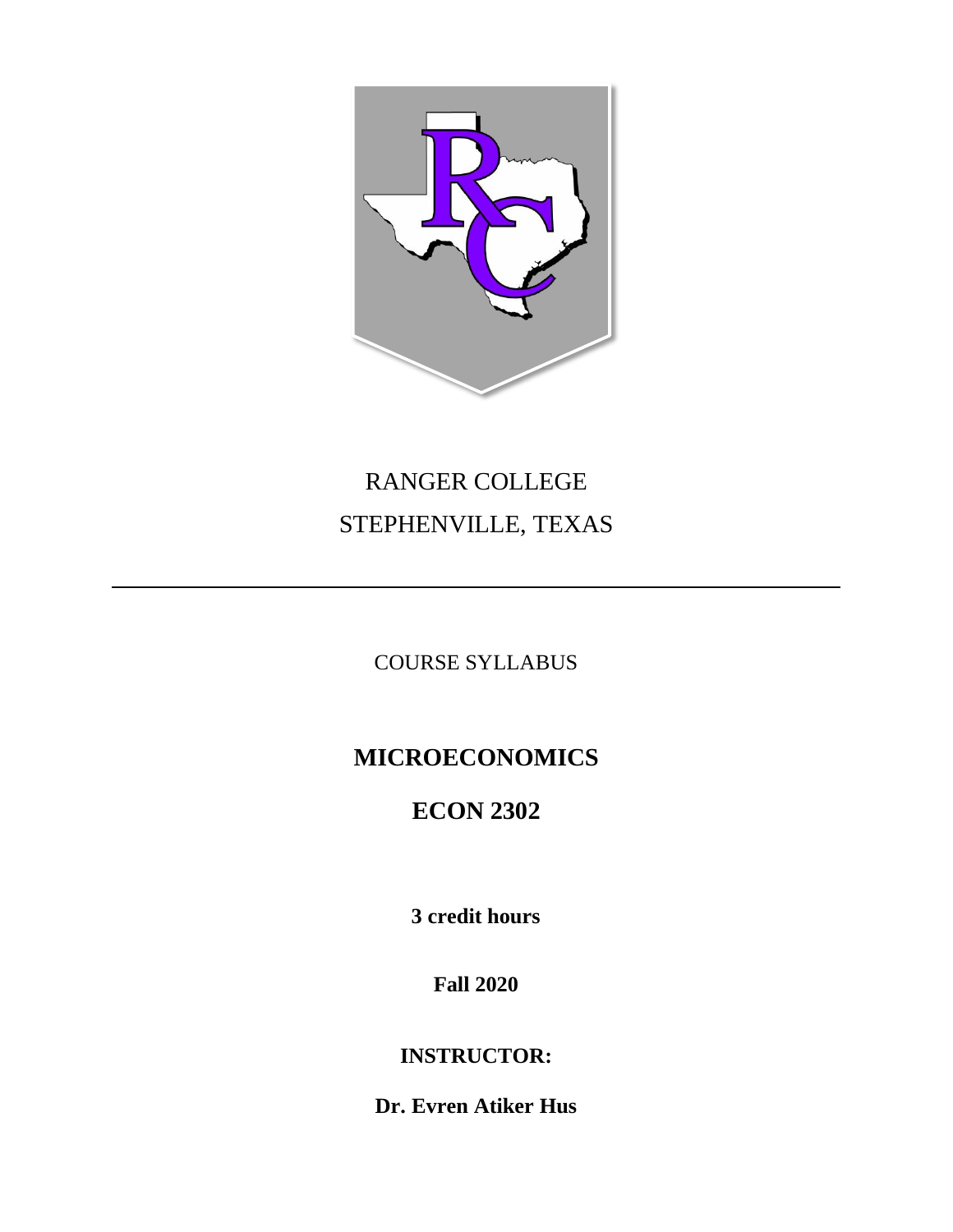RANGER COLLEGE

STEPHENVILLE, TEXAS

---

COURSE SYLLABUS

# MICROECONOMICS

# ECON 2302

**3 credit hours**

**Fall 2020**

**INSTRUCTOR:**

**Dr. Evren Atiker Hus**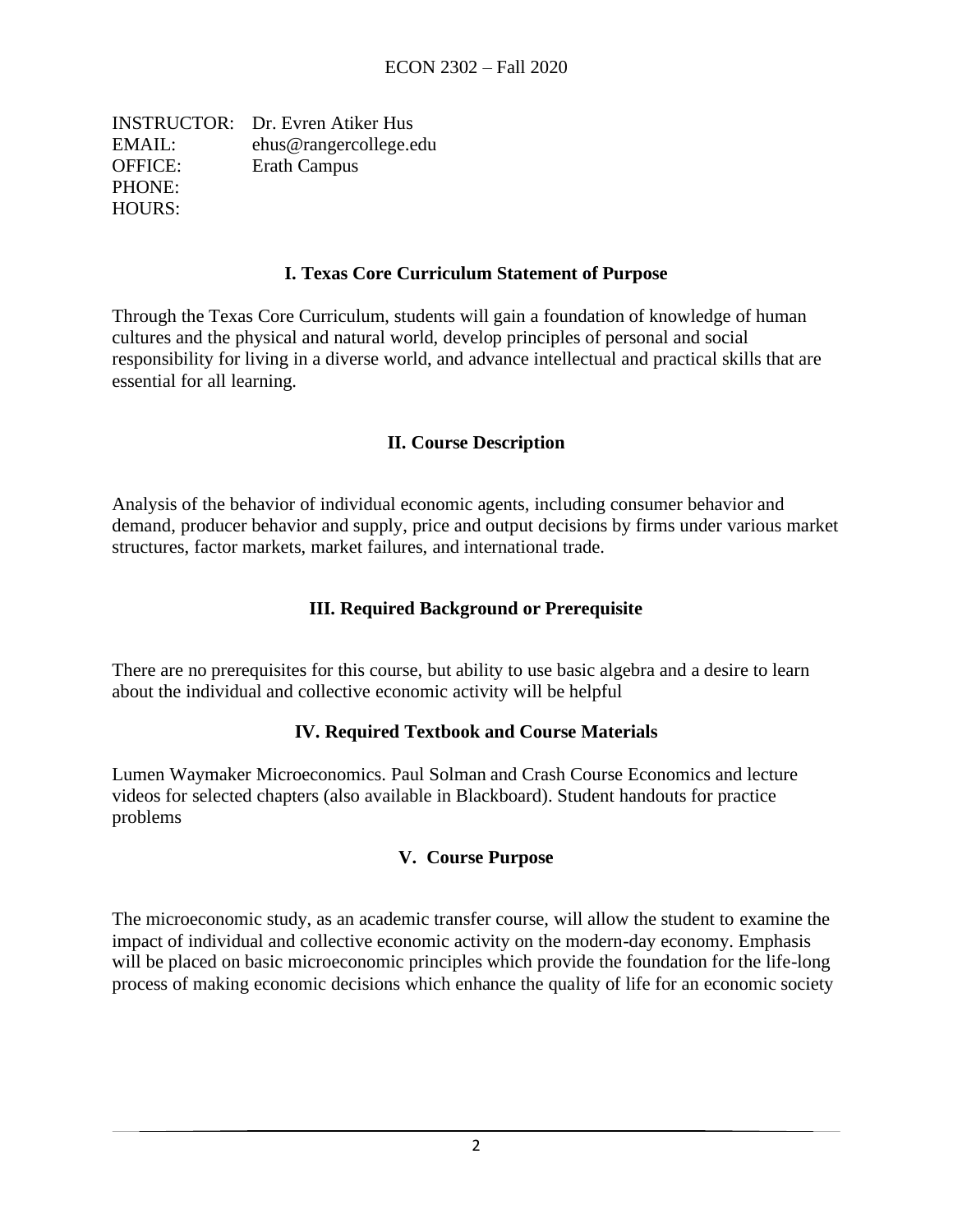ECON 2302 – Fall 2020

INSTRUCTOR: Dr. Evren Atiker Hus
EMAIL: ehus@rangercollege.edu
OFFICE: Erath Campus
PHONE:
HOURS:

## I. Texas Core Curriculum Statement of Purpose

Through the Texas Core Curriculum, students will gain a foundation of knowledge of human cultures and the physical and natural world, develop principles of personal and social responsibility for living in a diverse world, and advance intellectual and practical skills that are essential for all learning.

## II. Course Description

Analysis of the behavior of individual economic agents, including consumer behavior and demand, producer behavior and supply, price and output decisions by firms under various market structures, factor markets, market failures, and international trade.

## III. Required Background or Prerequisite

There are no prerequisites for this course, but ability to use basic algebra and a desire to learn about the individual and collective economic activity will be helpful

## IV. Required Textbook and Course Materials

Lumen Waymaker Microeconomics. Paul Solman and Crash Course Economics and lecture videos for selected chapters (also available in Blackboard). Student handouts for practice problems

## V. Course Purpose

The microeconomic study, as an academic transfer course, will allow the student to examine the impact of individual and collective economic activity on the modern-day economy. Emphasis will be placed on basic microeconomic principles which provide the foundation for the life-long process of making economic decisions which enhance the quality of life for an economic society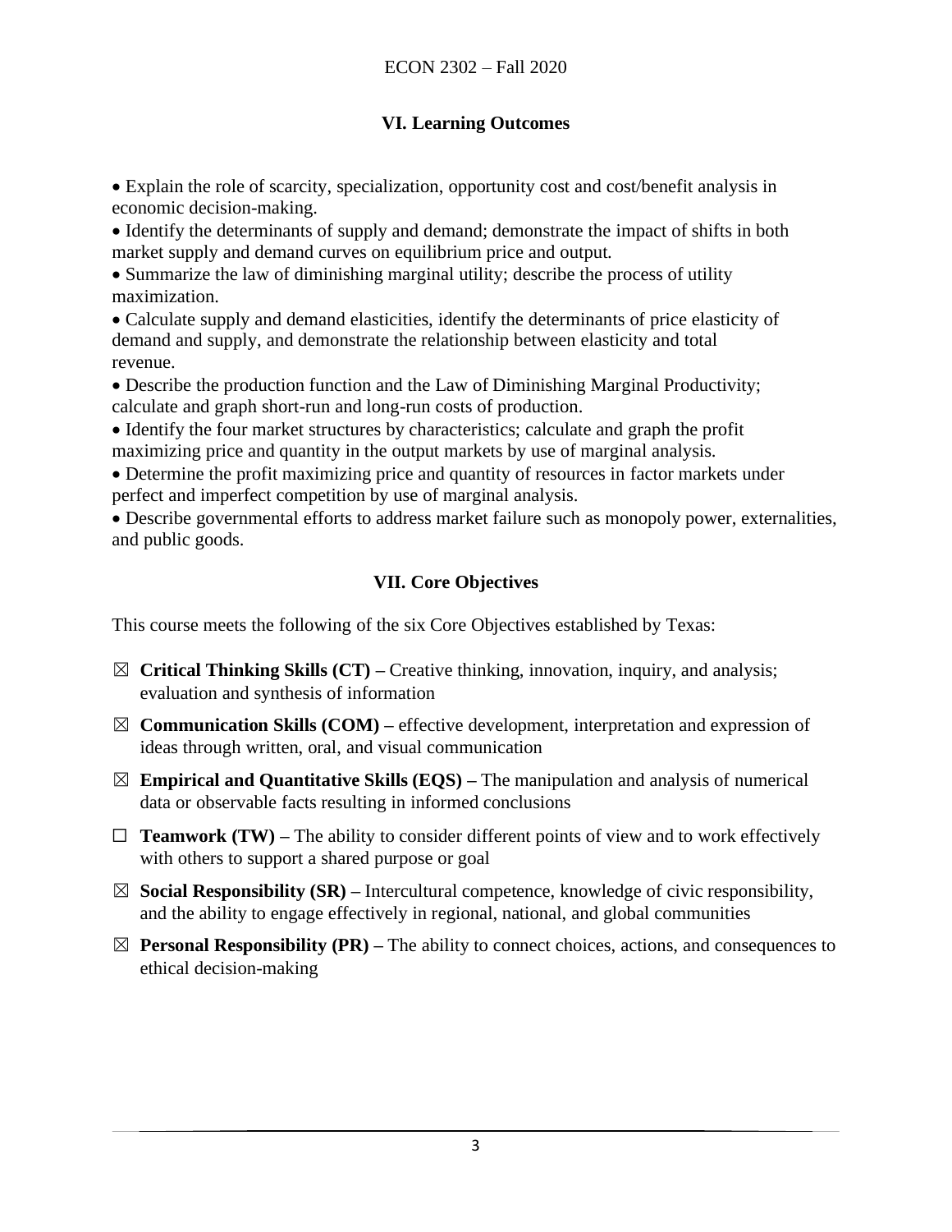## VI. Learning Outcomes

- Explain the role of scarcity, specialization, opportunity cost and cost/benefit analysis in economic decision-making.
- Identify the determinants of supply and demand; demonstrate the impact of shifts in both market supply and demand curves on equilibrium price and output.
- Summarize the law of diminishing marginal utility; describe the process of utility maximization.
- Calculate supply and demand elasticities, identify the determinants of price elasticity of demand and supply, and demonstrate the relationship between elasticity and total revenue.
- Describe the production function and the Law of Diminishing Marginal Productivity; calculate and graph short-run and long-run costs of production.
- Identify the four market structures by characteristics; calculate and graph the profit maximizing price and quantity in the output markets by use of marginal analysis.
- Determine the profit maximizing price and quantity of resources in factor markets under perfect and imperfect competition by use of marginal analysis.
- Describe governmental efforts to address market failure such as monopoly power, externalities, and public goods.

## VII. Core Objectives

This course meets the following of the six Core Objectives established by Texas:

- ☒ **Critical Thinking Skills (CT) –** Creative thinking, innovation, inquiry, and analysis; evaluation and synthesis of information
- ☒ **Communication Skills (COM) –** effective development, interpretation and expression of ideas through written, oral, and visual communication
- ☒ **Empirical and Quantitative Skills (EQS) –** The manipulation and analysis of numerical data or observable facts resulting in informed conclusions
- ☐ **Teamwork (TW) –** The ability to consider different points of view and to work effectively with others to support a shared purpose or goal
- ☒ **Social Responsibility (SR) –** Intercultural competence, knowledge of civic responsibility, and the ability to engage effectively in regional, national, and global communities
- ☒ **Personal Responsibility (PR) –** The ability to connect choices, actions, and consequences to ethical decision-making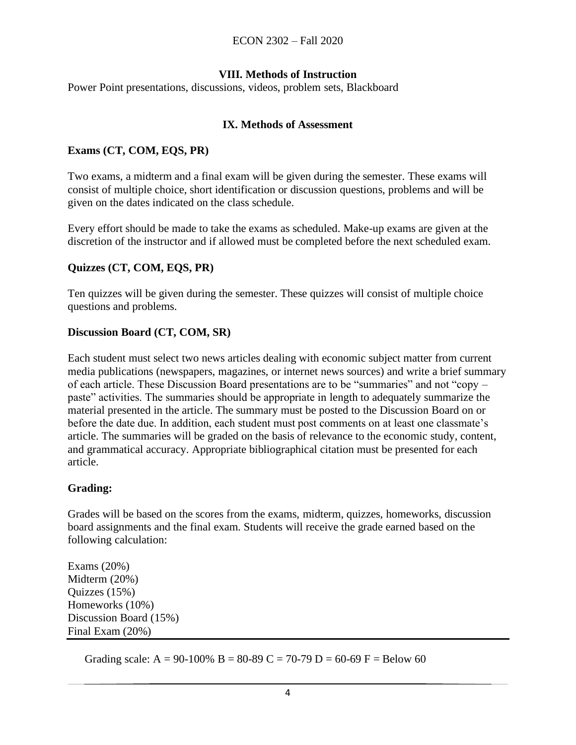## VIII. Methods of Instruction

Power Point presentations, discussions, videos, problem sets, Blackboard

## IX. Methods of Assessment

**Exams (CT, COM, EQS, PR)**

Two exams, a midterm and a final exam will be given during the semester. These exams will consist of multiple choice, short identification or discussion questions, problems and will be given on the dates indicated on the class schedule.

Every effort should be made to take the exams as scheduled. Make-up exams are given at the discretion of the instructor and if allowed must be completed before the next scheduled exam.

**Quizzes (CT, COM, EQS, PR)**

Ten quizzes will be given during the semester. These quizzes will consist of multiple choice questions and problems.

**Discussion Board (CT, COM, SR)**

Each student must select two news articles dealing with economic subject matter from current media publications (newspapers, magazines, or internet news sources) and write a brief summary of each article. These Discussion Board presentations are to be "summaries" and not "copy – paste" activities. The summaries should be appropriate in length to adequately summarize the material presented in the article. The summary must be posted to the Discussion Board on or before the date due. In addition, each student must post comments on at least one classmate's article. The summaries will be graded on the basis of relevance to the economic study, content, and grammatical accuracy. Appropriate bibliographical citation must be presented for each article.

**Grading:**

Grades will be based on the scores from the exams, midterm, quizzes, homeworks, discussion board assignments and the final exam. Students will receive the grade earned based on the following calculation:

Exams (20%)
Midterm (20%)
Quizzes (15%)
Homeworks (10%)
Discussion Board (15%)
Final Exam (20%)

Grading scale: A = 90-100% B = 80-89 C = 70-79 D = 60-69 F = Below 60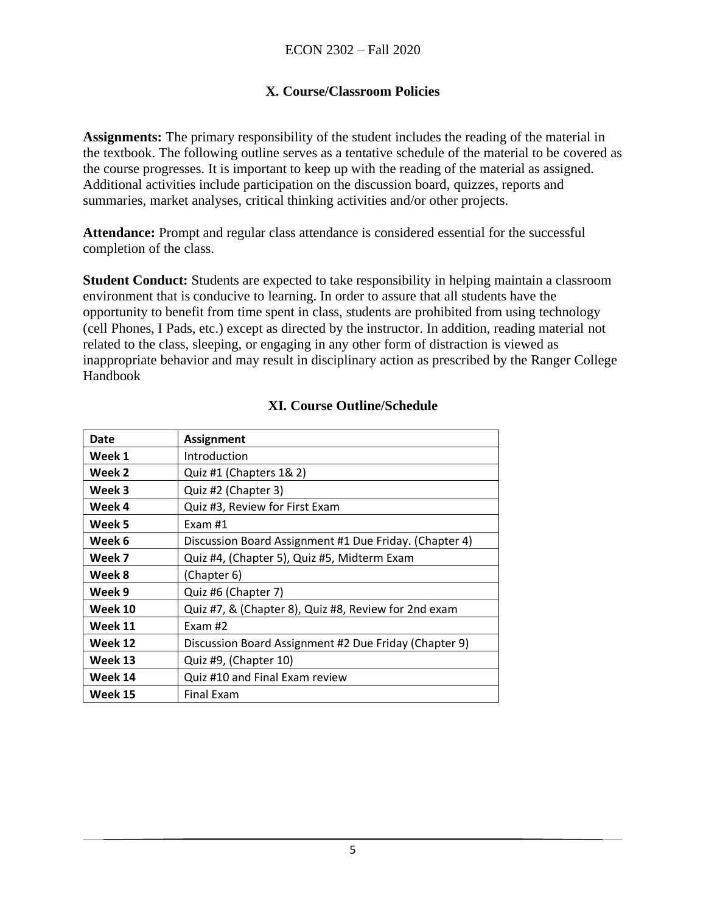## X. Course/Classroom Policies

**Assignments:** The primary responsibility of the student includes the reading of the material in the textbook. The following outline serves as a tentative schedule of the material to be covered as the course progresses. It is important to keep up with the reading of the material as assigned. Additional activities include participation on the discussion board, quizzes, reports and summaries, market analyses, critical thinking activities and/or other projects.

**Attendance:** Prompt and regular class attendance is considered essential for the successful completion of the class.

**Student Conduct:** Students are expected to take responsibility in helping maintain a classroom environment that is conducive to learning. In order to assure that all students have the opportunity to benefit from time spent in class, students are prohibited from using technology (cell Phones, I Pads, etc.) except as directed by the instructor. In addition, reading material not related to the class, sleeping, or engaging in any other form of distraction is viewed as inappropriate behavior and may result in disciplinary action as prescribed by the Ranger College Handbook

## XI. Course Outline/Schedule

| Date | Assignment |
|---|---|
| **Week 1** | Introduction |
| **Week 2** | Quiz #1 (Chapters 1& 2) |
| **Week 3** | Quiz #2 (Chapter 3) |
| **Week 4** | Quiz #3, Review for First Exam |
| **Week 5** | Exam #1 |
| **Week 6** | Discussion Board Assignment #1 Due Friday. (Chapter 4) |
| **Week 7** | Quiz #4, (Chapter 5), Quiz #5, Midterm Exam |
| **Week 8** | (Chapter 6) |
| **Week 9** | Quiz #6 (Chapter 7) |
| **Week 10** | Quiz #7, & (Chapter 8), Quiz #8, Review for 2nd exam |
| **Week 11** | Exam #2 |
| **Week 12** | Discussion Board Assignment #2 Due Friday (Chapter 9) |
| **Week 13** | Quiz #9, (Chapter 10) |
| **Week 14** | Quiz #10 and Final Exam review |
| **Week 15** | Final Exam |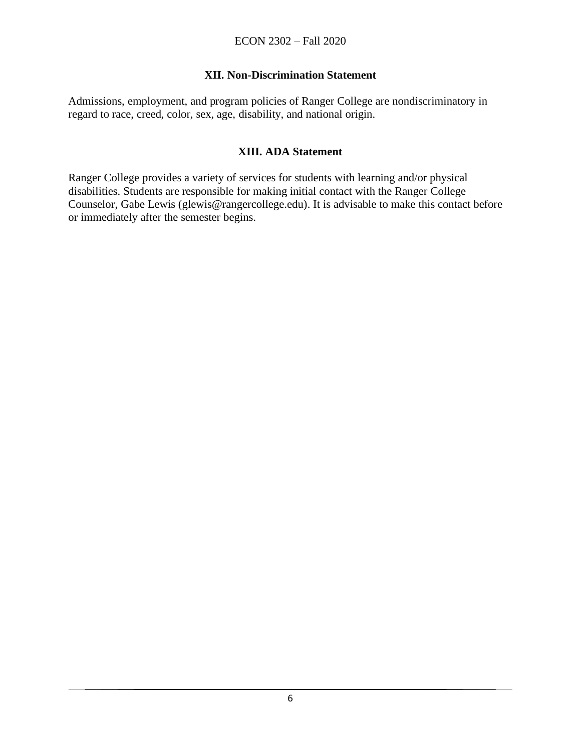## XII. Non-Discrimination Statement

Admissions, employment, and program policies of Ranger College are nondiscriminatory in regard to race, creed, color, sex, age, disability, and national origin.

## XIII. ADA Statement

Ranger College provides a variety of services for students with learning and/or physical disabilities. Students are responsible for making initial contact with the Ranger College Counselor, Gabe Lewis (glewis@rangercollege.edu). It is advisable to make this contact before or immediately after the semester begins.